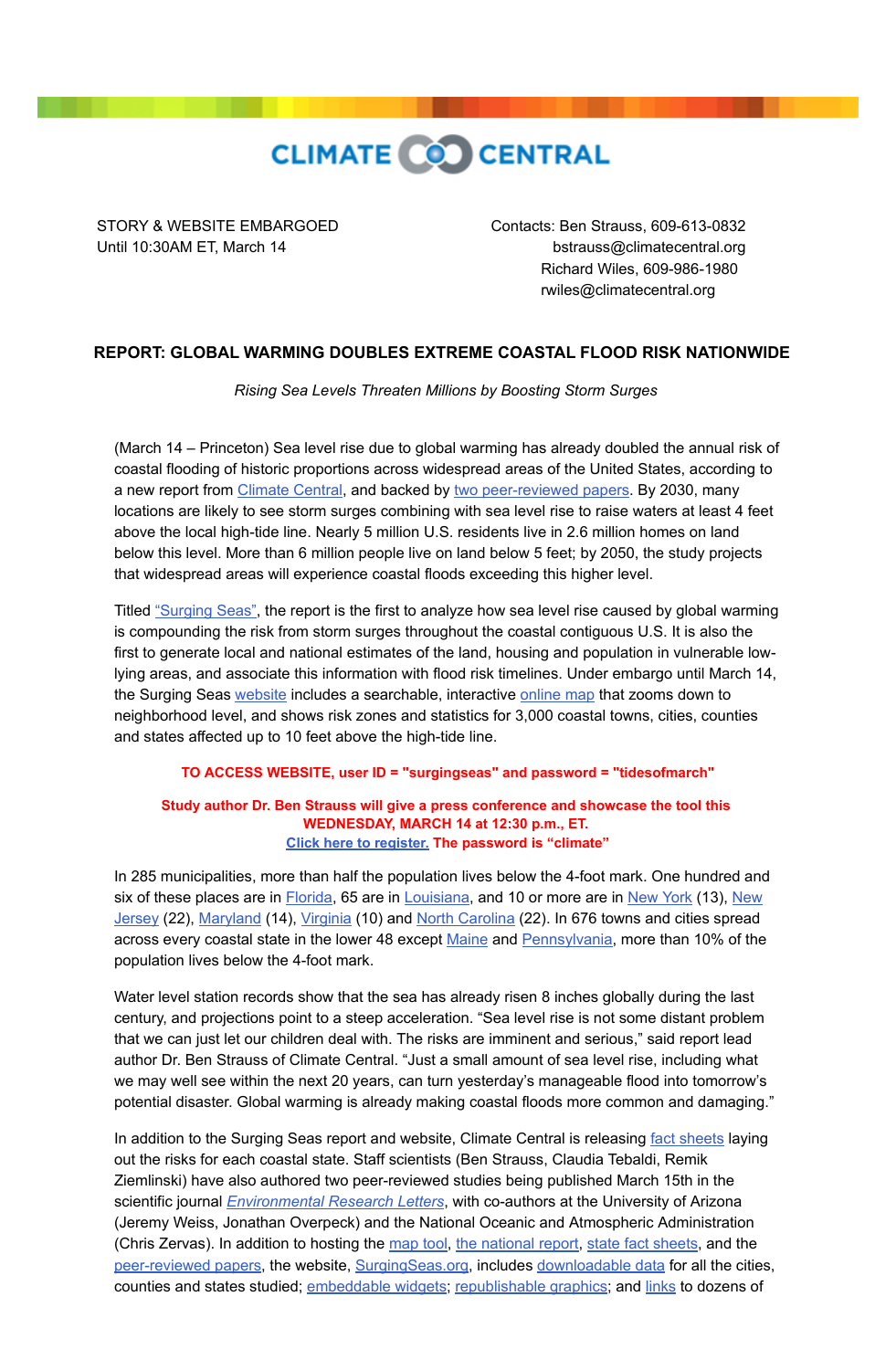CLIMATE CENTRAL

STORY & WEBSITE EMBARGOED
Until 10:30AM ET, March 14

Contacts: Ben Strauss, 609-613-0832
bstrauss@climatecentral.org
Richard Wiles, 609-986-1980
rwiles@climatecentral.org

**REPORT: GLOBAL WARMING DOUBLES EXTREME COASTAL FLOOD RISK NATIONWIDE**

*Rising Sea Levels Threaten Millions by Boosting Storm Surges*

(March 14 – Princeton) Sea level rise due to global warming has already doubled the annual risk of coastal flooding of historic proportions across widespread areas of the United States, according to a new report from Climate Central, and backed by two peer-reviewed papers. By 2030, many locations are likely to see storm surges combining with sea level rise to raise waters at least 4 feet above the local high-tide line. Nearly 5 million U.S. residents live in 2.6 million homes on land below this level. More than 6 million people live on land below 5 feet; by 2050, the study projects that widespread areas will experience coastal floods exceeding this higher level.

Titled "Surging Seas", the report is the first to analyze how sea level rise caused by global warming is compounding the risk from storm surges throughout the coastal contiguous U.S. It is also the first to generate local and national estimates of the land, housing and population in vulnerable low-lying areas, and associate this information with flood risk timelines. Under embargo until March 14, the Surging Seas website includes a searchable, interactive online map that zooms down to neighborhood level, and shows risk zones and statistics for 3,000 coastal towns, cities, counties and states affected up to 10 feet above the high-tide line.

**TO ACCESS WEBSITE, user ID = "surgingseas" and password = "tidesofmarch"**

**Study author Dr. Ben Strauss will give a press conference and showcase the tool this WEDNESDAY, MARCH 14 at 12:30 p.m., ET.**
**Click here to register. The password is "climate"**

In 285 municipalities, more than half the population lives below the 4-foot mark. One hundred and six of these places are in Florida, 65 are in Louisiana, and 10 or more are in New York (13), New Jersey (22), Maryland (14), Virginia (10) and North Carolina (22). In 676 towns and cities spread across every coastal state in the lower 48 except Maine and Pennsylvania, more than 10% of the population lives below the 4-foot mark.

Water level station records show that the sea has already risen 8 inches globally during the last century, and projections point to a steep acceleration. "Sea level rise is not some distant problem that we can just let our children deal with. The risks are imminent and serious," said report lead author Dr. Ben Strauss of Climate Central. "Just a small amount of sea level rise, including what we may well see within the next 20 years, can turn yesterday's manageable flood into tomorrow's potential disaster. Global warming is already making coastal floods more common and damaging."

In addition to the Surging Seas report and website, Climate Central is releasing fact sheets laying out the risks for each coastal state. Staff scientists (Ben Strauss, Claudia Tebaldi, Remik Ziemlinski) have also authored two peer-reviewed studies being published March 15th in the scientific journal *Environmental Research Letters*, with co-authors at the University of Arizona (Jeremy Weiss, Jonathan Overpeck) and the National Oceanic and Atmospheric Administration (Chris Zervas). In addition to hosting the map tool, the national report, state fact sheets, and the peer-reviewed papers, the website, SurgingSeas.org, includes downloadable data for all the cities, counties and states studied; embeddable widgets; republishable graphics; and links to dozens of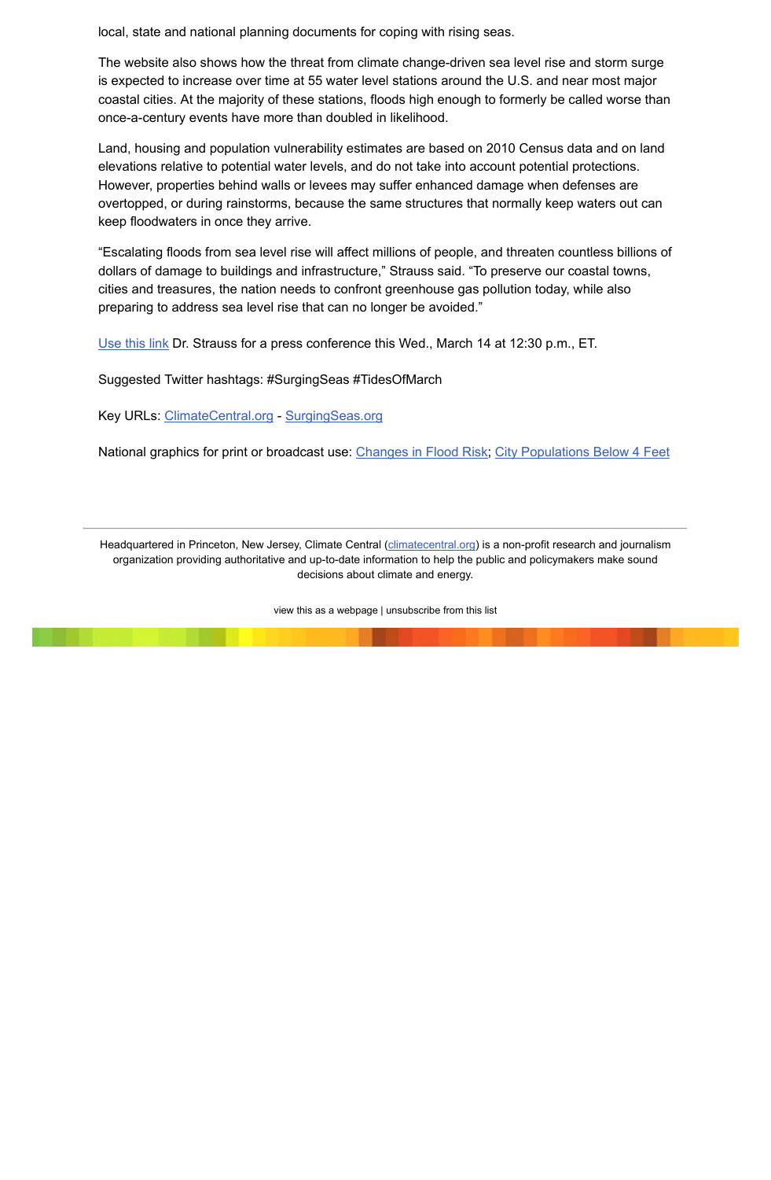local, state and national planning documents for coping with rising seas.

The website also shows how the threat from climate change-driven sea level rise and storm surge is expected to increase over time at 55 water level stations around the U.S. and near most major coastal cities. At the majority of these stations, floods high enough to formerly be called worse than once-a-century events have more than doubled in likelihood.

Land, housing and population vulnerability estimates are based on 2010 Census data and on land elevations relative to potential water levels, and do not take into account potential protections. However, properties behind walls or levees may suffer enhanced damage when defenses are overtopped, or during rainstorms, because the same structures that normally keep waters out can keep floodwaters in once they arrive.

“Escalating floods from sea level rise will affect millions of people, and threaten countless billions of dollars of damage to buildings and infrastructure,” Strauss said. “To preserve our coastal towns, cities and treasures, the nation needs to confront greenhouse gas pollution today, while also preparing to address sea level rise that can no longer be avoided.”

Use this link Dr. Strauss for a press conference this Wed., March 14 at 12:30 p.m., ET.

Suggested Twitter hashtags: #SurgingSeas #TidesOfMarch

Key URLs: ClimateCentral.org - SurgingSeas.org

National graphics for print or broadcast use: Changes in Flood Risk; City Populations Below 4 Feet

---

Headquartered in Princeton, New Jersey, Climate Central (climatecentral.org) is a non-profit research and journalism organization providing authoritative and up-to-date information to help the public and policymakers make sound decisions about climate and energy.

view this as a webpage | unsubscribe from this list